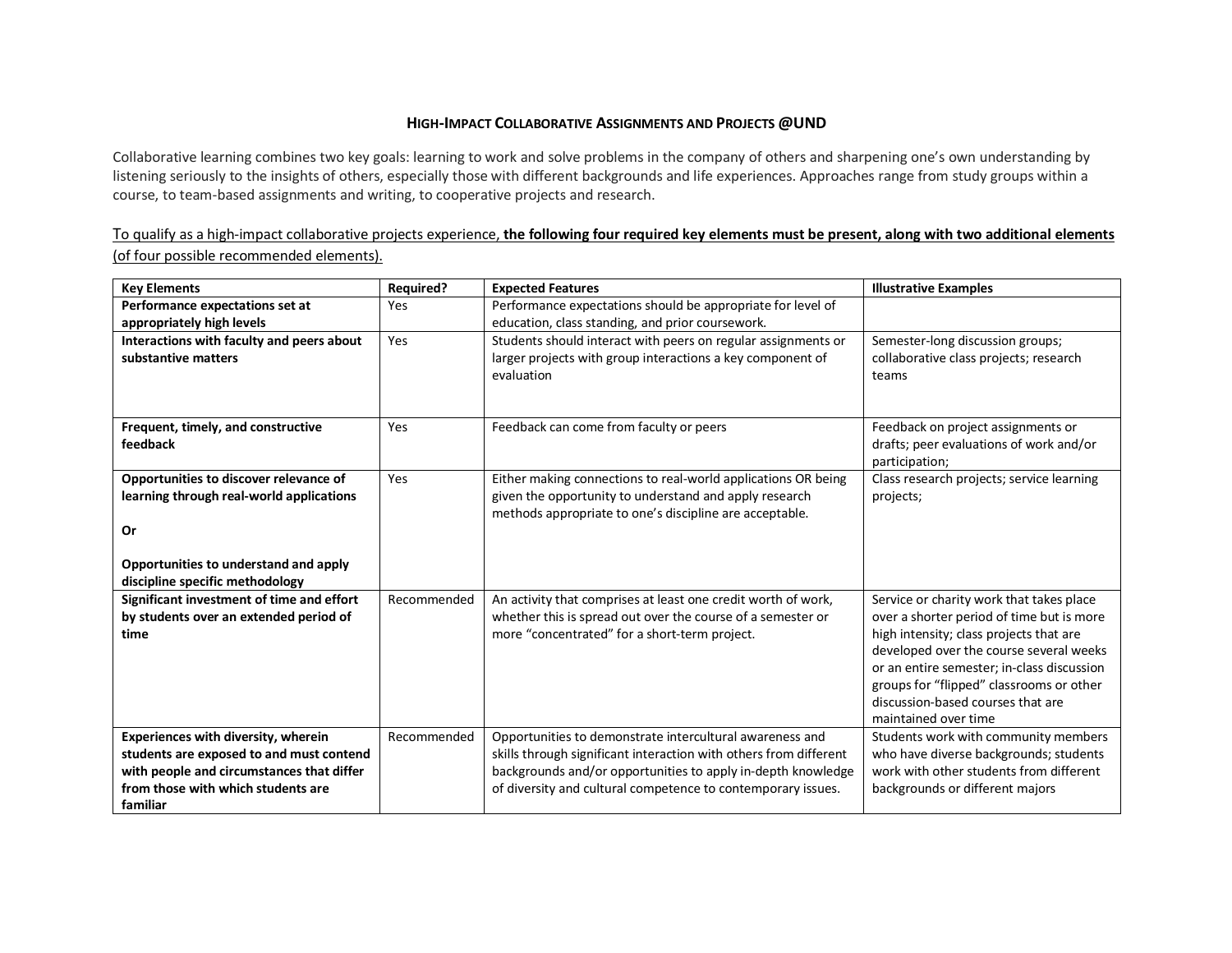# HIGH-IMPACT COLLABORATIVE ASSIGNMENTS AND PROJECTS @UND

Collaborative learning combines two key goals: learning to work and solve problems in the company of others and sharpening one's own understanding by listening seriously to the insights of others, especially those with different backgrounds and life experiences. Approaches range from study groups within a course, to team-based assignments and writing, to cooperative projects and research.

To qualify as a high-impact collaborative projects experience, **the following four required key elements must be present, along with two additional elements** (of four possible recommended elements).

| Key Elements | Required? | Expected Features | Illustrative Examples |
|---|---|---|---|
| **Performance expectations set at appropriately high levels** | Yes | Performance expectations should be appropriate for level of education, class standing, and prior coursework. | |
| **Interactions with faculty and peers about substantive matters** | Yes | Students should interact with peers on regular assignments or larger projects with group interactions a key component of evaluation | Semester-long discussion groups; collaborative class projects; research teams |
| **Frequent, timely, and constructive feedback** | Yes | Feedback can come from faculty or peers | Feedback on project assignments or drafts; peer evaluations of work and/or participation; |
| **Opportunities to discover relevance of learning through real-world applications**<br><br>**Or**<br><br>**Opportunities to understand and apply discipline specific methodology** | Yes | Either making connections to real-world applications OR being given the opportunity to understand and apply research methods appropriate to one's discipline are acceptable. | Class research projects; service learning projects; |
| **Significant investment of time and effort by students over an extended period of time** | Recommended | An activity that comprises at least one credit worth of work, whether this is spread out over the course of a semester or more "concentrated" for a short-term project. | Service or charity work that takes place over a shorter period of time but is more high intensity; class projects that are developed over the course several weeks or an entire semester; in-class discussion groups for "flipped" classrooms or other discussion-based courses that are maintained over time |
| **Experiences with diversity, wherein students are exposed to and must contend with people and circumstances that differ from those with which students are familiar** | Recommended | Opportunities to demonstrate intercultural awareness and skills through significant interaction with others from different backgrounds and/or opportunities to apply in-depth knowledge of diversity and cultural competence to contemporary issues. | Students work with community members who have diverse backgrounds; students work with other students from different backgrounds or different majors |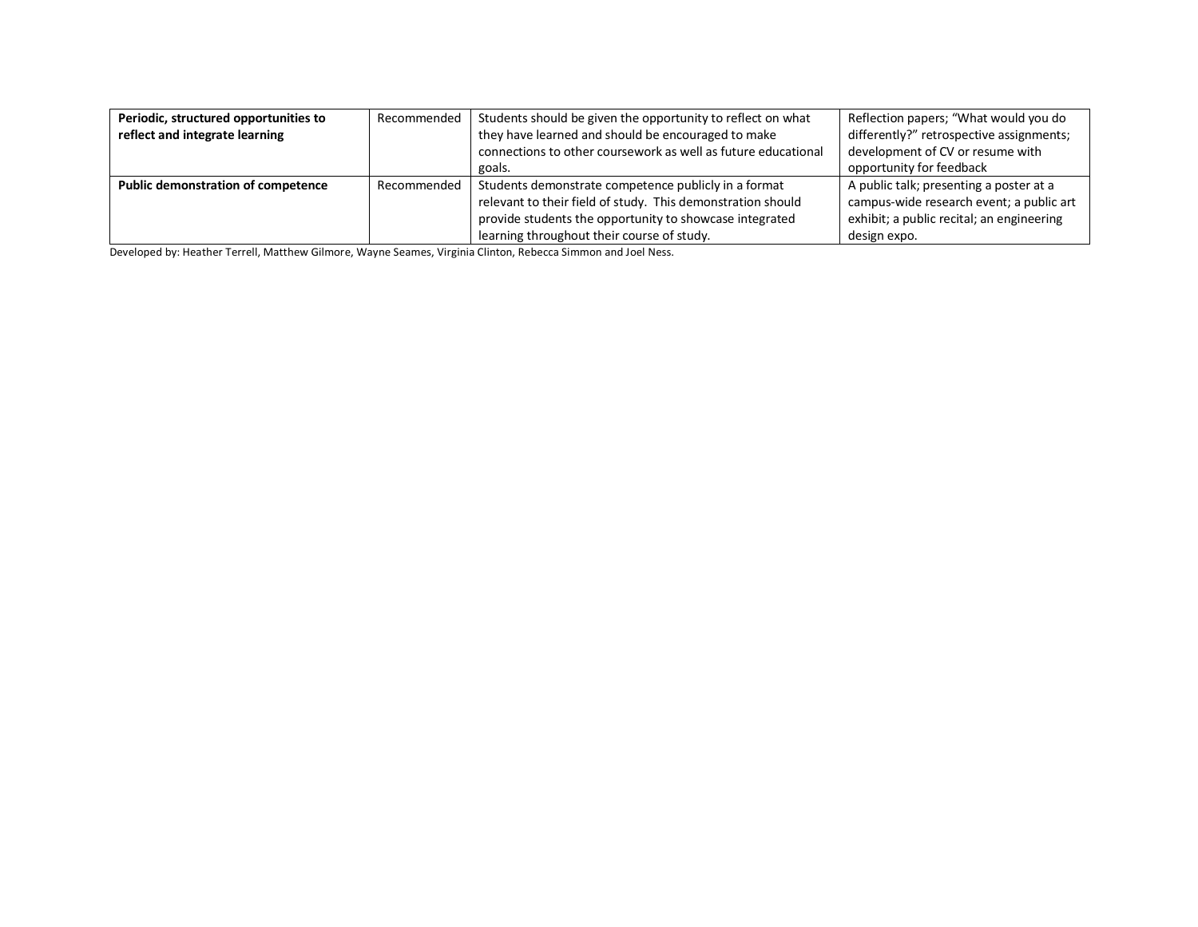| | | | |
|---|---|---|---|
| **Periodic, structured opportunities to reflect and integrate learning** | Recommended | Students should be given the opportunity to reflect on what they have learned and should be encouraged to make connections to other coursework as well as future educational goals. | Reflection papers; "What would you do differently?" retrospective assignments; development of CV or resume with opportunity for feedback |
| **Public demonstration of competence** | Recommended | Students demonstrate competence publicly in a format relevant to their field of study. This demonstration should provide students the opportunity to showcase integrated learning throughout their course of study. | A public talk; presenting a poster at a campus-wide research event; a public art exhibit; a public recital; an engineering design expo. |

Developed by: Heather Terrell, Matthew Gilmore, Wayne Seames, Virginia Clinton, Rebecca Simmon and Joel Ness.